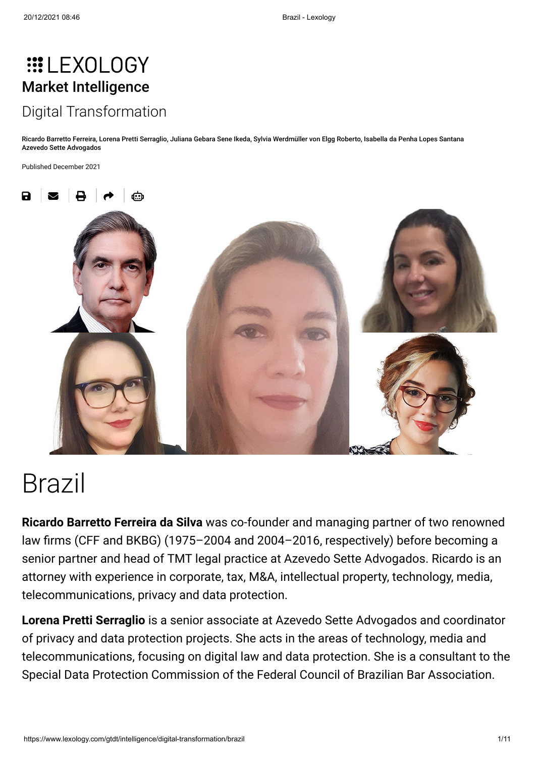# LEXOLOGY

## Market Intelligence

Digital Transformation

Ricardo Barretto Ferreira, Lorena Pretti Serraglio, Juliana Gebara Sene Ikeda, Sylvia Werdmüller von Elgg Roberto, Isabella da Penha Lopes Santana
Azevedo Sette Advogados

Published December 2021

# Brazil

**Ricardo Barretto Ferreira da Silva** was co-founder and managing partner of two renowned law firms (CFF and BKBG) (1975–2004 and 2004–2016, respectively) before becoming a senior partner and head of TMT legal practice at Azevedo Sette Advogados. Ricardo is an attorney with experience in corporate, tax, M&A, intellectual property, technology, media, telecommunications, privacy and data protection.

**Lorena Pretti Serraglio** is a senior associate at Azevedo Sette Advogados and coordinator of privacy and data protection projects. She acts in the areas of technology, media and telecommunications, focusing on digital law and data protection. She is a consultant to the Special Data Protection Commission of the Federal Council of Brazilian Bar Association.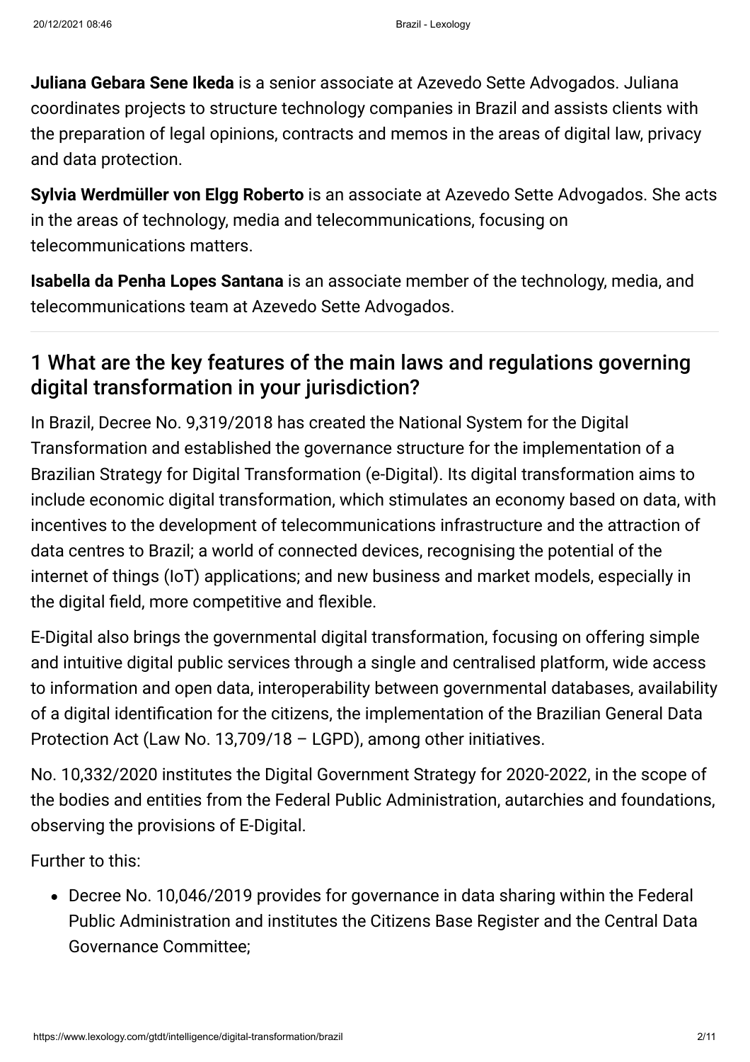**Juliana Gebara Sene Ikeda** is a senior associate at Azevedo Sette Advogados. Juliana coordinates projects to structure technology companies in Brazil and assists clients with the preparation of legal opinions, contracts and memos in the areas of digital law, privacy and data protection.

**Sylvia Werdmüller von Elgg Roberto** is an associate at Azevedo Sette Advogados. She acts in the areas of technology, media and telecommunications, focusing on telecommunications matters.

**Isabella da Penha Lopes Santana** is an associate member of the technology, media, and telecommunications team at Azevedo Sette Advogados.

## 1 What are the key features of the main laws and regulations governing digital transformation in your jurisdiction?

In Brazil, Decree No. 9,319/2018 has created the National System for the Digital Transformation and established the governance structure for the implementation of a Brazilian Strategy for Digital Transformation (e-Digital). Its digital transformation aims to include economic digital transformation, which stimulates an economy based on data, with incentives to the development of telecommunications infrastructure and the attraction of data centres to Brazil; a world of connected devices, recognising the potential of the internet of things (IoT) applications; and new business and market models, especially in the digital field, more competitive and flexible.

E-Digital also brings the governmental digital transformation, focusing on offering simple and intuitive digital public services through a single and centralised platform, wide access to information and open data, interoperability between governmental databases, availability of a digital identification for the citizens, the implementation of the Brazilian General Data Protection Act (Law No. 13,709/18 – LGPD), among other initiatives.

No. 10,332/2020 institutes the Digital Government Strategy for 2020-2022, in the scope of the bodies and entities from the Federal Public Administration, autarchies and foundations, observing the provisions of E-Digital.

Further to this:

- Decree No. 10,046/2019 provides for governance in data sharing within the Federal Public Administration and institutes the Citizens Base Register and the Central Data Governance Committee;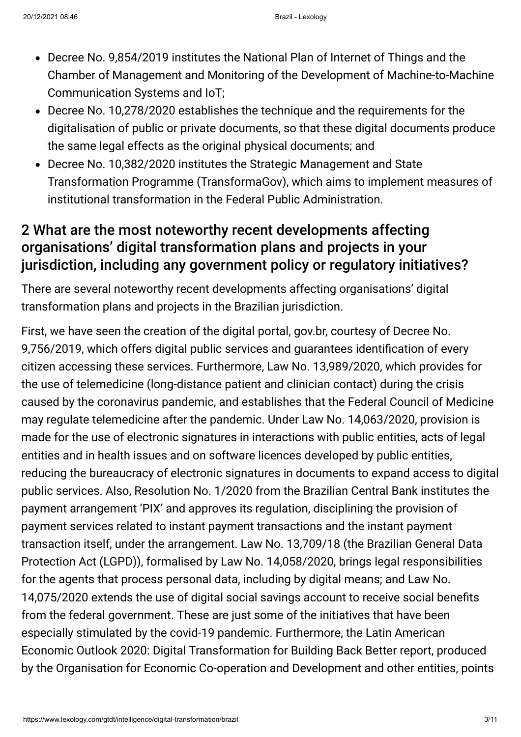- Decree No. 9,854/2019 institutes the National Plan of Internet of Things and the Chamber of Management and Monitoring of the Development of Machine-to-Machine Communication Systems and IoT;
- Decree No. 10,278/2020 establishes the technique and the requirements for the digitalisation of public or private documents, so that these digital documents produce the same legal effects as the original physical documents; and
- Decree No. 10,382/2020 institutes the Strategic Management and State Transformation Programme (TransformaGov), which aims to implement measures of institutional transformation in the Federal Public Administration.

## 2 What are the most noteworthy recent developments affecting organisations' digital transformation plans and projects in your jurisdiction, including any government policy or regulatory initiatives?

There are several noteworthy recent developments affecting organisations' digital transformation plans and projects in the Brazilian jurisdiction.

First, we have seen the creation of the digital portal, gov.br, courtesy of Decree No. 9,756/2019, which offers digital public services and guarantees identification of every citizen accessing these services. Furthermore, Law No. 13,989/2020, which provides for the use of telemedicine (long-distance patient and clinician contact) during the crisis caused by the coronavirus pandemic, and establishes that the Federal Council of Medicine may regulate telemedicine after the pandemic. Under Law No. 14,063/2020, provision is made for the use of electronic signatures in interactions with public entities, acts of legal entities and in health issues and on software licences developed by public entities, reducing the bureaucracy of electronic signatures in documents to expand access to digital public services. Also, Resolution No. 1/2020 from the Brazilian Central Bank institutes the payment arrangement 'PIX' and approves its regulation, disciplining the provision of payment services related to instant payment transactions and the instant payment transaction itself, under the arrangement. Law No. 13,709/18 (the Brazilian General Data Protection Act (LGPD)), formalised by Law No. 14,058/2020, brings legal responsibilities for the agents that process personal data, including by digital means; and Law No. 14,075/2020 extends the use of digital social savings account to receive social benefits from the federal government. These are just some of the initiatives that have been especially stimulated by the covid-19 pandemic. Furthermore, the Latin American Economic Outlook 2020: Digital Transformation for Building Back Better report, produced by the Organisation for Economic Co-operation and Development and other entities, points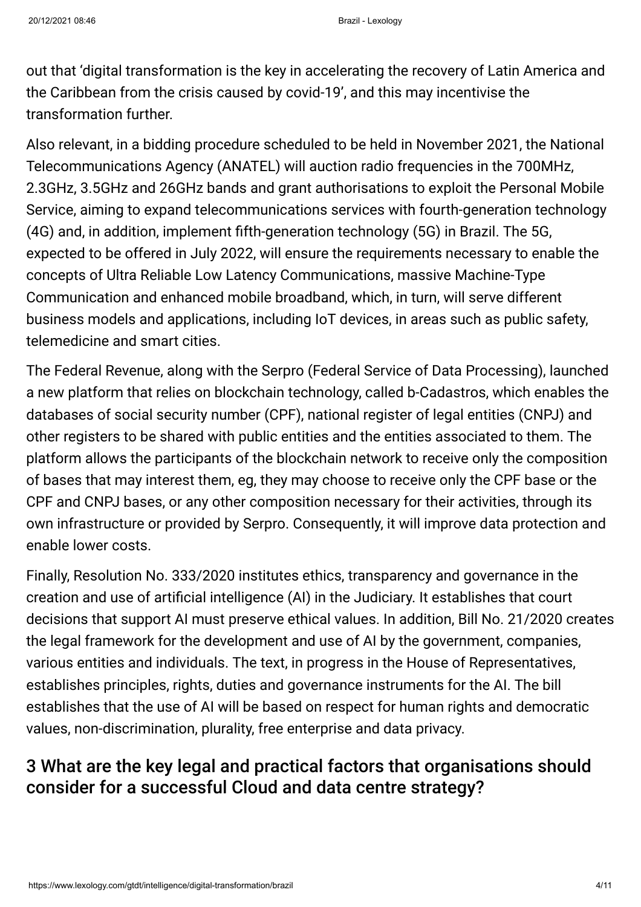out that 'digital transformation is the key in accelerating the recovery of Latin America and the Caribbean from the crisis caused by covid-19', and this may incentivise the transformation further.

Also relevant, in a bidding procedure scheduled to be held in November 2021, the National Telecommunications Agency (ANATEL) will auction radio frequencies in the 700MHz, 2.3GHz, 3.5GHz and 26GHz bands and grant authorisations to exploit the Personal Mobile Service, aiming to expand telecommunications services with fourth-generation technology (4G) and, in addition, implement fifth-generation technology (5G) in Brazil. The 5G, expected to be offered in July 2022, will ensure the requirements necessary to enable the concepts of Ultra Reliable Low Latency Communications, massive Machine-Type Communication and enhanced mobile broadband, which, in turn, will serve different business models and applications, including IoT devices, in areas such as public safety, telemedicine and smart cities.

The Federal Revenue, along with the Serpro (Federal Service of Data Processing), launched a new platform that relies on blockchain technology, called b-Cadastros, which enables the databases of social security number (CPF), national register of legal entities (CNPJ) and other registers to be shared with public entities and the entities associated to them. The platform allows the participants of the blockchain network to receive only the composition of bases that may interest them, eg, they may choose to receive only the CPF base or the CPF and CNPJ bases, or any other composition necessary for their activities, through its own infrastructure or provided by Serpro. Consequently, it will improve data protection and enable lower costs.

Finally, Resolution No. 333/2020 institutes ethics, transparency and governance in the creation and use of artificial intelligence (AI) in the Judiciary. It establishes that court decisions that support AI must preserve ethical values. In addition, Bill No. 21/2020 creates the legal framework for the development and use of AI by the government, companies, various entities and individuals. The text, in progress in the House of Representatives, establishes principles, rights, duties and governance instruments for the AI. The bill establishes that the use of AI will be based on respect for human rights and democratic values, non-discrimination, plurality, free enterprise and data privacy.

## 3 What are the key legal and practical factors that organisations should consider for a successful Cloud and data centre strategy?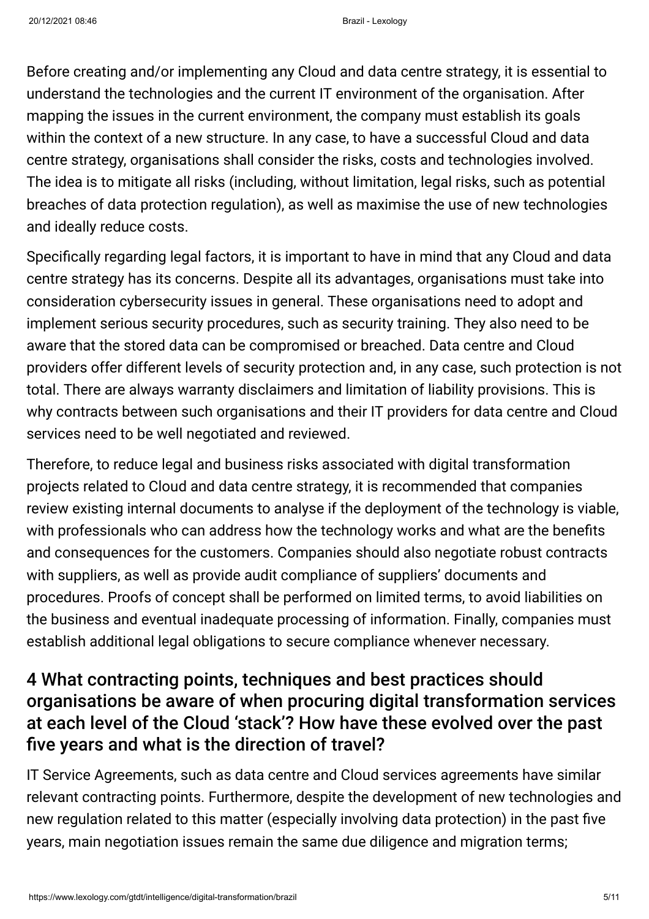Before creating and/or implementing any Cloud and data centre strategy, it is essential to understand the technologies and the current IT environment of the organisation. After mapping the issues in the current environment, the company must establish its goals within the context of a new structure. In any case, to have a successful Cloud and data centre strategy, organisations shall consider the risks, costs and technologies involved. The idea is to mitigate all risks (including, without limitation, legal risks, such as potential breaches of data protection regulation), as well as maximise the use of new technologies and ideally reduce costs.

Specifically regarding legal factors, it is important to have in mind that any Cloud and data centre strategy has its concerns. Despite all its advantages, organisations must take into consideration cybersecurity issues in general. These organisations need to adopt and implement serious security procedures, such as security training. They also need to be aware that the stored data can be compromised or breached. Data centre and Cloud providers offer different levels of security protection and, in any case, such protection is not total. There are always warranty disclaimers and limitation of liability provisions. This is why contracts between such organisations and their IT providers for data centre and Cloud services need to be well negotiated and reviewed.

Therefore, to reduce legal and business risks associated with digital transformation projects related to Cloud and data centre strategy, it is recommended that companies review existing internal documents to analyse if the deployment of the technology is viable, with professionals who can address how the technology works and what are the benefits and consequences for the customers. Companies should also negotiate robust contracts with suppliers, as well as provide audit compliance of suppliers' documents and procedures. Proofs of concept shall be performed on limited terms, to avoid liabilities on the business and eventual inadequate processing of information. Finally, companies must establish additional legal obligations to secure compliance whenever necessary.

## 4 What contracting points, techniques and best practices should organisations be aware of when procuring digital transformation services at each level of the Cloud 'stack'? How have these evolved over the past five years and what is the direction of travel?

IT Service Agreements, such as data centre and Cloud services agreements have similar relevant contracting points. Furthermore, despite the development of new technologies and new regulation related to this matter (especially involving data protection) in the past five years, main negotiation issues remain the same due diligence and migration terms;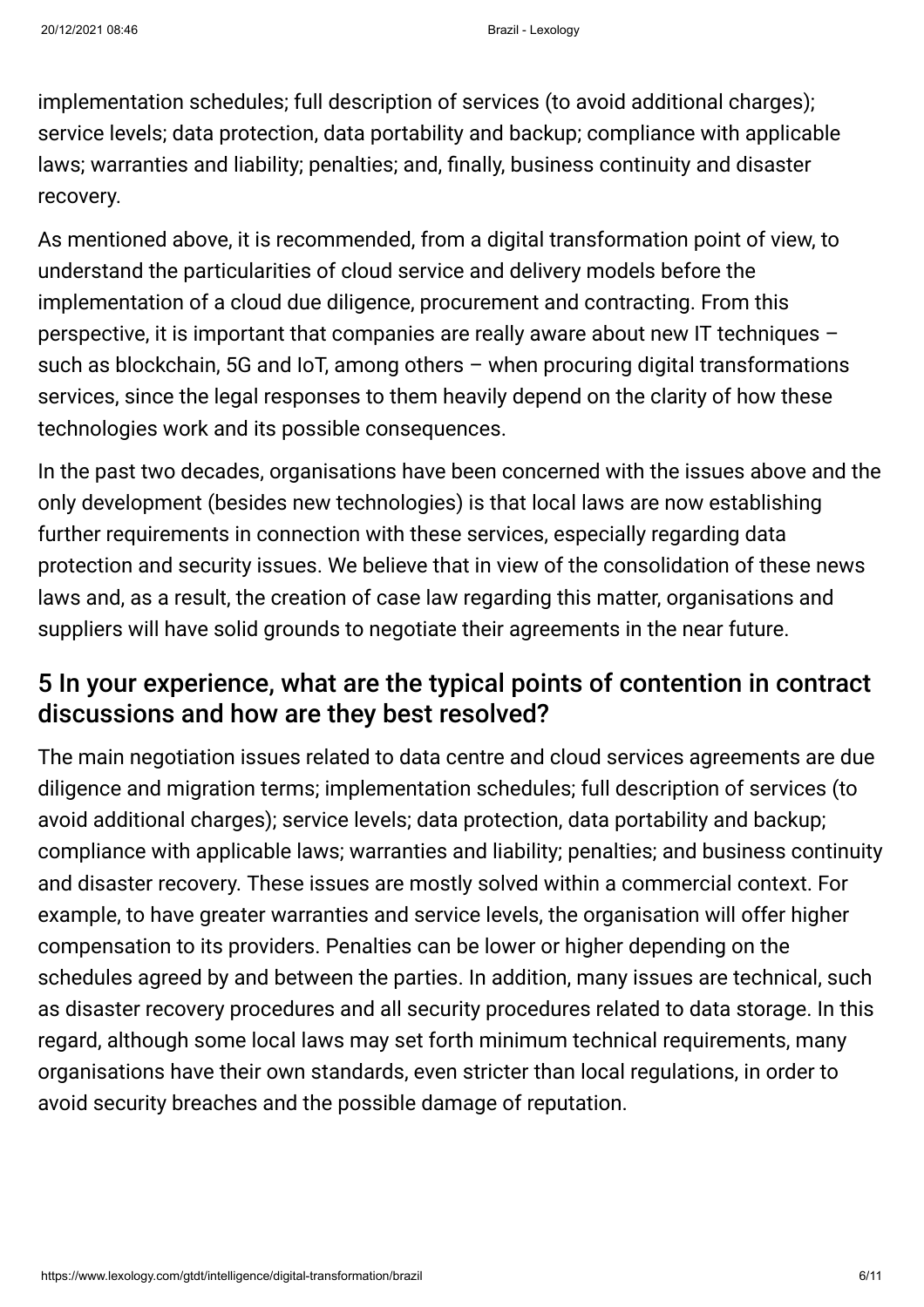implementation schedules; full description of services (to avoid additional charges); service levels; data protection, data portability and backup; compliance with applicable laws; warranties and liability; penalties; and, finally, business continuity and disaster recovery.

As mentioned above, it is recommended, from a digital transformation point of view, to understand the particularities of cloud service and delivery models before the implementation of a cloud due diligence, procurement and contracting. From this perspective, it is important that companies are really aware about new IT techniques – such as blockchain, 5G and IoT, among others – when procuring digital transformations services, since the legal responses to them heavily depend on the clarity of how these technologies work and its possible consequences.

In the past two decades, organisations have been concerned with the issues above and the only development (besides new technologies) is that local laws are now establishing further requirements in connection with these services, especially regarding data protection and security issues. We believe that in view of the consolidation of these news laws and, as a result, the creation of case law regarding this matter, organisations and suppliers will have solid grounds to negotiate their agreements in the near future.

## 5 In your experience, what are the typical points of contention in contract discussions and how are they best resolved?

The main negotiation issues related to data centre and cloud services agreements are due diligence and migration terms; implementation schedules; full description of services (to avoid additional charges); service levels; data protection, data portability and backup; compliance with applicable laws; warranties and liability; penalties; and business continuity and disaster recovery. These issues are mostly solved within a commercial context. For example, to have greater warranties and service levels, the organisation will offer higher compensation to its providers. Penalties can be lower or higher depending on the schedules agreed by and between the parties. In addition, many issues are technical, such as disaster recovery procedures and all security procedures related to data storage. In this regard, although some local laws may set forth minimum technical requirements, many organisations have their own standards, even stricter than local regulations, in order to avoid security breaches and the possible damage of reputation.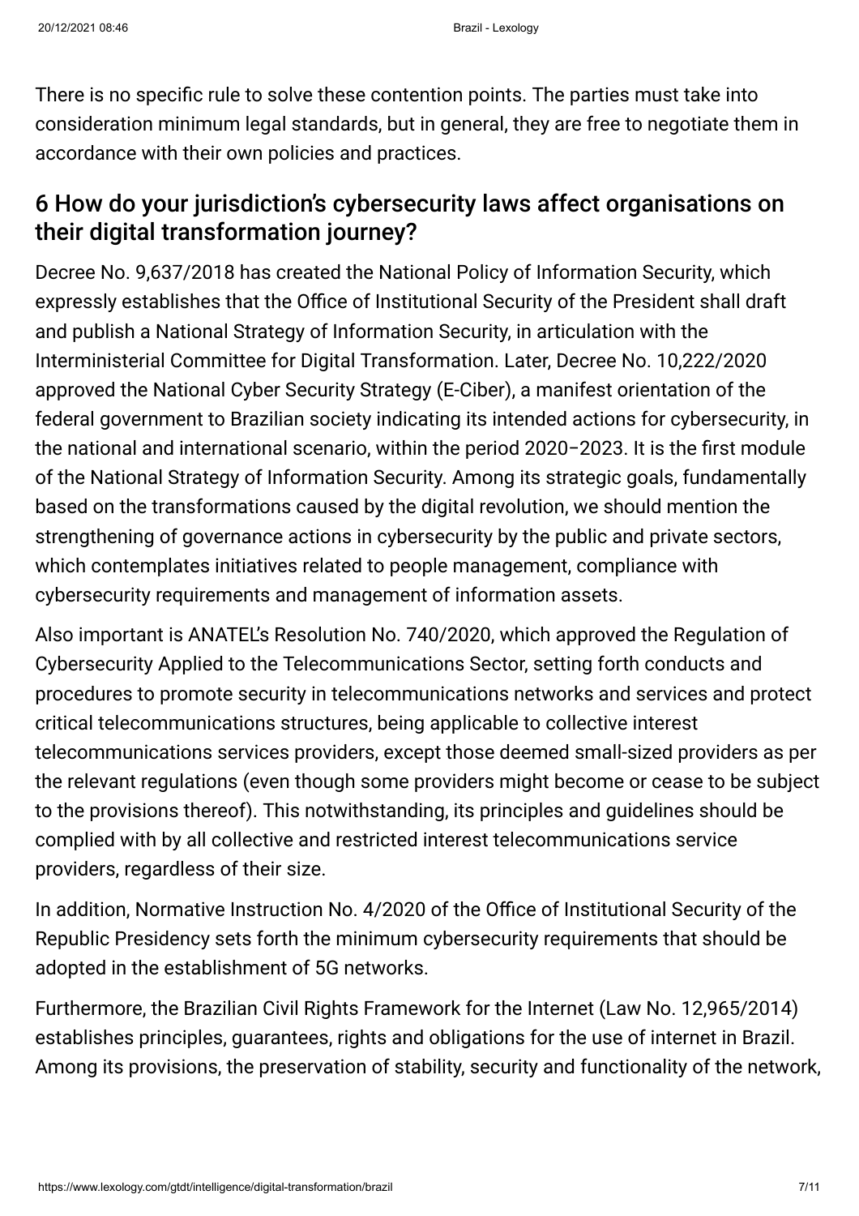There is no specific rule to solve these contention points. The parties must take into consideration minimum legal standards, but in general, they are free to negotiate them in accordance with their own policies and practices.

## 6 How do your jurisdiction's cybersecurity laws affect organisations on their digital transformation journey?

Decree No. 9,637/2018 has created the National Policy of Information Security, which expressly establishes that the Office of Institutional Security of the President shall draft and publish a National Strategy of Information Security, in articulation with the Interministerial Committee for Digital Transformation. Later, Decree No. 10,222/2020 approved the National Cyber Security Strategy (E-Ciber), a manifest orientation of the federal government to Brazilian society indicating its intended actions for cybersecurity, in the national and international scenario, within the period 2020–2023. It is the first module of the National Strategy of Information Security. Among its strategic goals, fundamentally based on the transformations caused by the digital revolution, we should mention the strengthening of governance actions in cybersecurity by the public and private sectors, which contemplates initiatives related to people management, compliance with cybersecurity requirements and management of information assets.

Also important is ANATEL's Resolution No. 740/2020, which approved the Regulation of Cybersecurity Applied to the Telecommunications Sector, setting forth conducts and procedures to promote security in telecommunications networks and services and protect critical telecommunications structures, being applicable to collective interest telecommunications services providers, except those deemed small-sized providers as per the relevant regulations (even though some providers might become or cease to be subject to the provisions thereof). This notwithstanding, its principles and guidelines should be complied with by all collective and restricted interest telecommunications service providers, regardless of their size.

In addition, Normative Instruction No. 4/2020 of the Office of Institutional Security of the Republic Presidency sets forth the minimum cybersecurity requirements that should be adopted in the establishment of 5G networks.

Furthermore, the Brazilian Civil Rights Framework for the Internet (Law No. 12,965/2014) establishes principles, guarantees, rights and obligations for the use of internet in Brazil. Among its provisions, the preservation of stability, security and functionality of the network,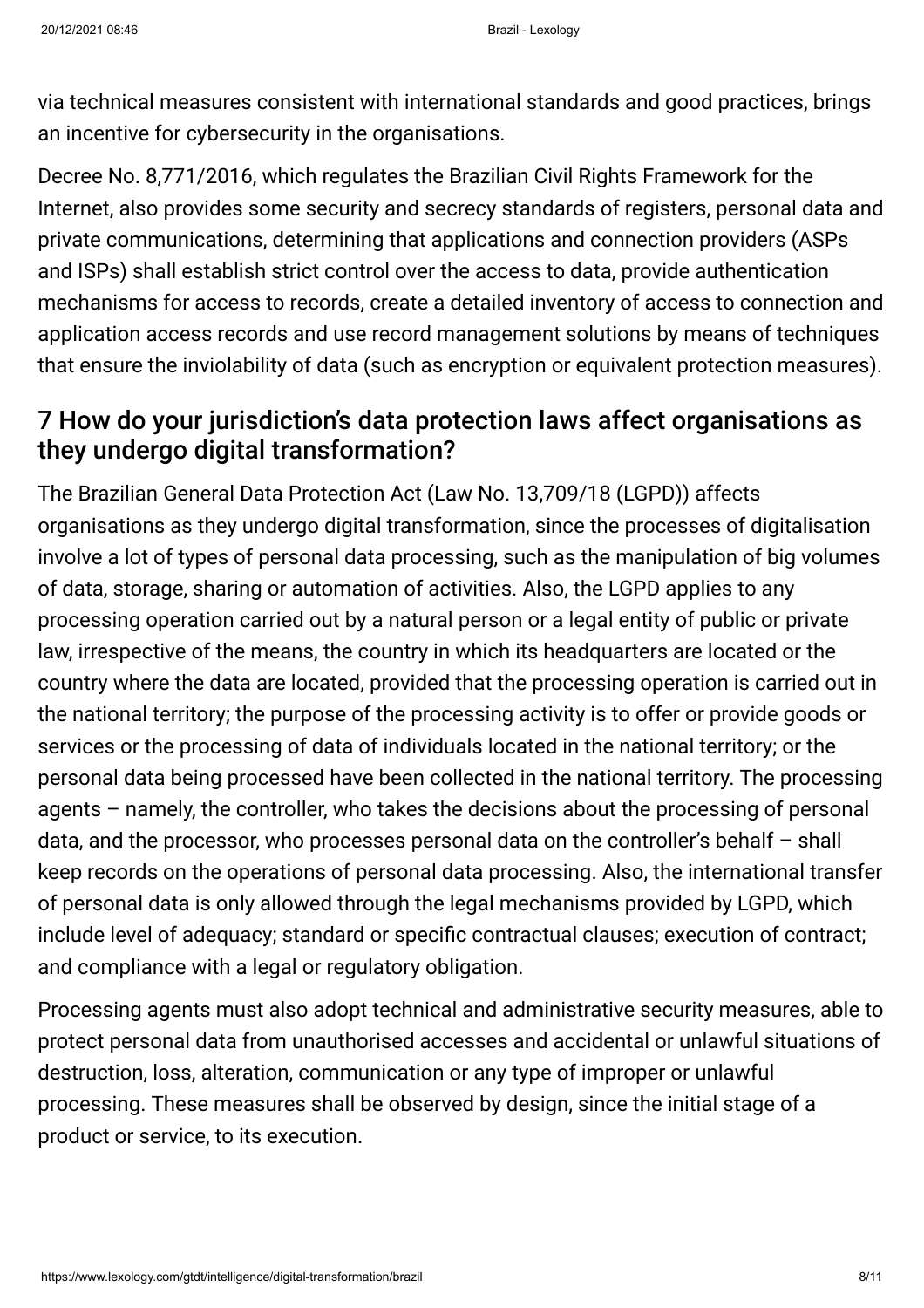via technical measures consistent with international standards and good practices, brings an incentive for cybersecurity in the organisations.

Decree No. 8,771/2016, which regulates the Brazilian Civil Rights Framework for the Internet, also provides some security and secrecy standards of registers, personal data and private communications, determining that applications and connection providers (ASPs and ISPs) shall establish strict control over the access to data, provide authentication mechanisms for access to records, create a detailed inventory of access to connection and application access records and use record management solutions by means of techniques that ensure the inviolability of data (such as encryption or equivalent protection measures).

## 7 How do your jurisdiction's data protection laws affect organisations as they undergo digital transformation?

The Brazilian General Data Protection Act (Law No. 13,709/18 (LGPD)) affects organisations as they undergo digital transformation, since the processes of digitalisation involve a lot of types of personal data processing, such as the manipulation of big volumes of data, storage, sharing or automation of activities. Also, the LGPD applies to any processing operation carried out by a natural person or a legal entity of public or private law, irrespective of the means, the country in which its headquarters are located or the country where the data are located, provided that the processing operation is carried out in the national territory; the purpose of the processing activity is to offer or provide goods or services or the processing of data of individuals located in the national territory; or the personal data being processed have been collected in the national territory. The processing agents – namely, the controller, who takes the decisions about the processing of personal data, and the processor, who processes personal data on the controller's behalf – shall keep records on the operations of personal data processing. Also, the international transfer of personal data is only allowed through the legal mechanisms provided by LGPD, which include level of adequacy; standard or specific contractual clauses; execution of contract; and compliance with a legal or regulatory obligation.

Processing agents must also adopt technical and administrative security measures, able to protect personal data from unauthorised accesses and accidental or unlawful situations of destruction, loss, alteration, communication or any type of improper or unlawful processing. These measures shall be observed by design, since the initial stage of a product or service, to its execution.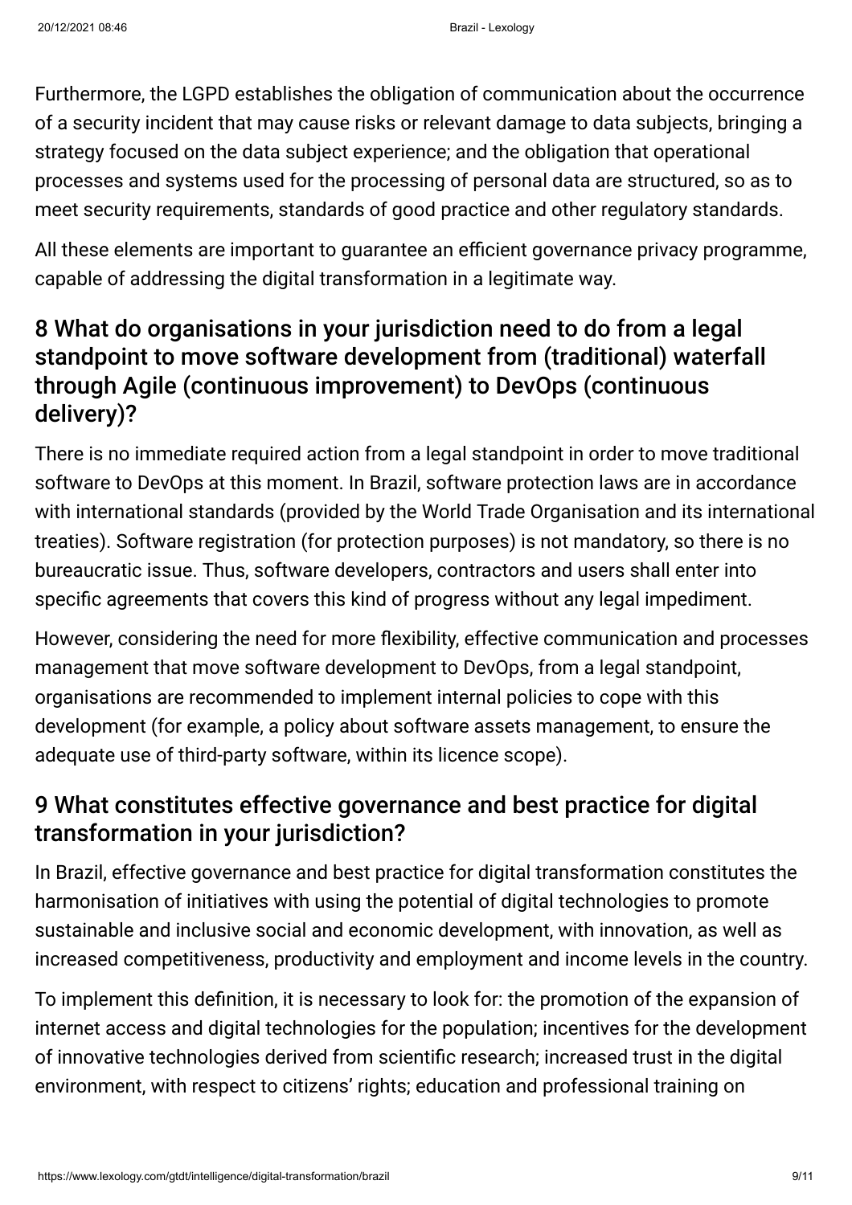Furthermore, the LGPD establishes the obligation of communication about the occurrence of a security incident that may cause risks or relevant damage to data subjects, bringing a strategy focused on the data subject experience; and the obligation that operational processes and systems used for the processing of personal data are structured, so as to meet security requirements, standards of good practice and other regulatory standards.

All these elements are important to guarantee an efficient governance privacy programme, capable of addressing the digital transformation in a legitimate way.

## 8 What do organisations in your jurisdiction need to do from a legal standpoint to move software development from (traditional) waterfall through Agile (continuous improvement) to DevOps (continuous delivery)?

There is no immediate required action from a legal standpoint in order to move traditional software to DevOps at this moment. In Brazil, software protection laws are in accordance with international standards (provided by the World Trade Organisation and its international treaties). Software registration (for protection purposes) is not mandatory, so there is no bureaucratic issue. Thus, software developers, contractors and users shall enter into specific agreements that covers this kind of progress without any legal impediment.

However, considering the need for more flexibility, effective communication and processes management that move software development to DevOps, from a legal standpoint, organisations are recommended to implement internal policies to cope with this development (for example, a policy about software assets management, to ensure the adequate use of third-party software, within its licence scope).

## 9 What constitutes effective governance and best practice for digital transformation in your jurisdiction?

In Brazil, effective governance and best practice for digital transformation constitutes the harmonisation of initiatives with using the potential of digital technologies to promote sustainable and inclusive social and economic development, with innovation, as well as increased competitiveness, productivity and employment and income levels in the country.

To implement this definition, it is necessary to look for: the promotion of the expansion of internet access and digital technologies for the population; incentives for the development of innovative technologies derived from scientific research; increased trust in the digital environment, with respect to citizens' rights; education and professional training on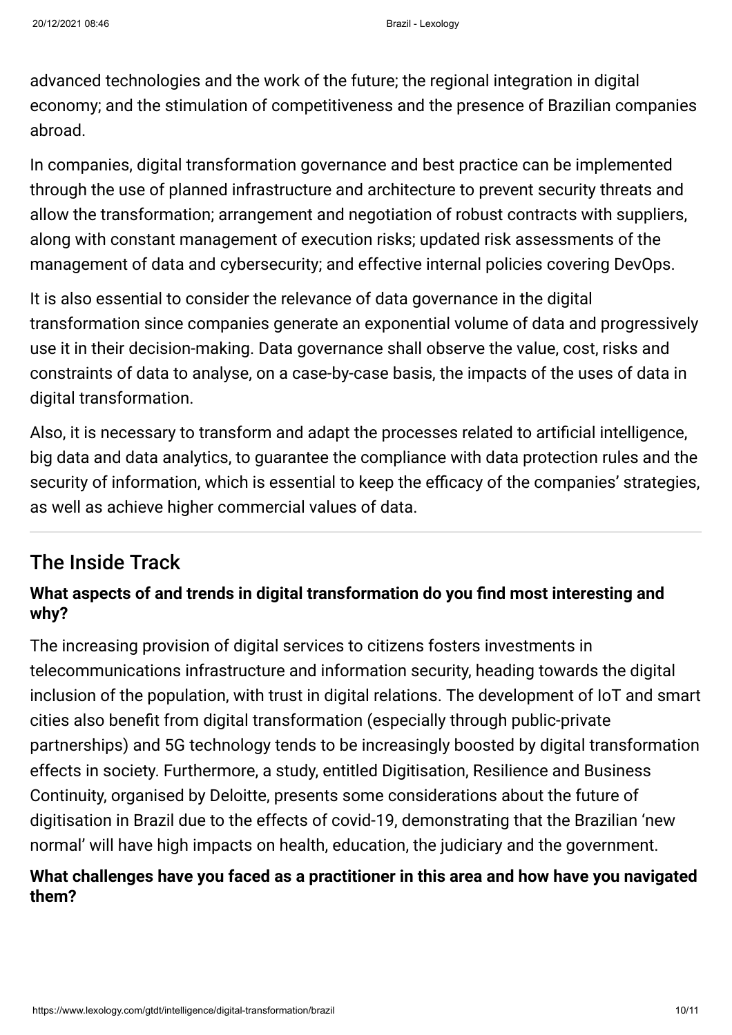advanced technologies and the work of the future; the regional integration in digital economy; and the stimulation of competitiveness and the presence of Brazilian companies abroad.

In companies, digital transformation governance and best practice can be implemented through the use of planned infrastructure and architecture to prevent security threats and allow the transformation; arrangement and negotiation of robust contracts with suppliers, along with constant management of execution risks; updated risk assessments of the management of data and cybersecurity; and effective internal policies covering DevOps.

It is also essential to consider the relevance of data governance in the digital transformation since companies generate an exponential volume of data and progressively use it in their decision-making. Data governance shall observe the value, cost, risks and constraints of data to analyse, on a case-by-case basis, the impacts of the uses of data in digital transformation.

Also, it is necessary to transform and adapt the processes related to artificial intelligence, big data and data analytics, to guarantee the compliance with data protection rules and the security of information, which is essential to keep the efficacy of the companies' strategies, as well as achieve higher commercial values of data.

## The Inside Track

**What aspects of and trends in digital transformation do you find most interesting and why?**

The increasing provision of digital services to citizens fosters investments in telecommunications infrastructure and information security, heading towards the digital inclusion of the population, with trust in digital relations. The development of IoT and smart cities also benefit from digital transformation (especially through public-private partnerships) and 5G technology tends to be increasingly boosted by digital transformation effects in society. Furthermore, a study, entitled Digitisation, Resilience and Business Continuity, organised by Deloitte, presents some considerations about the future of digitisation in Brazil due to the effects of covid-19, demonstrating that the Brazilian 'new normal' will have high impacts on health, education, the judiciary and the government.

**What challenges have you faced as a practitioner in this area and how have you navigated them?**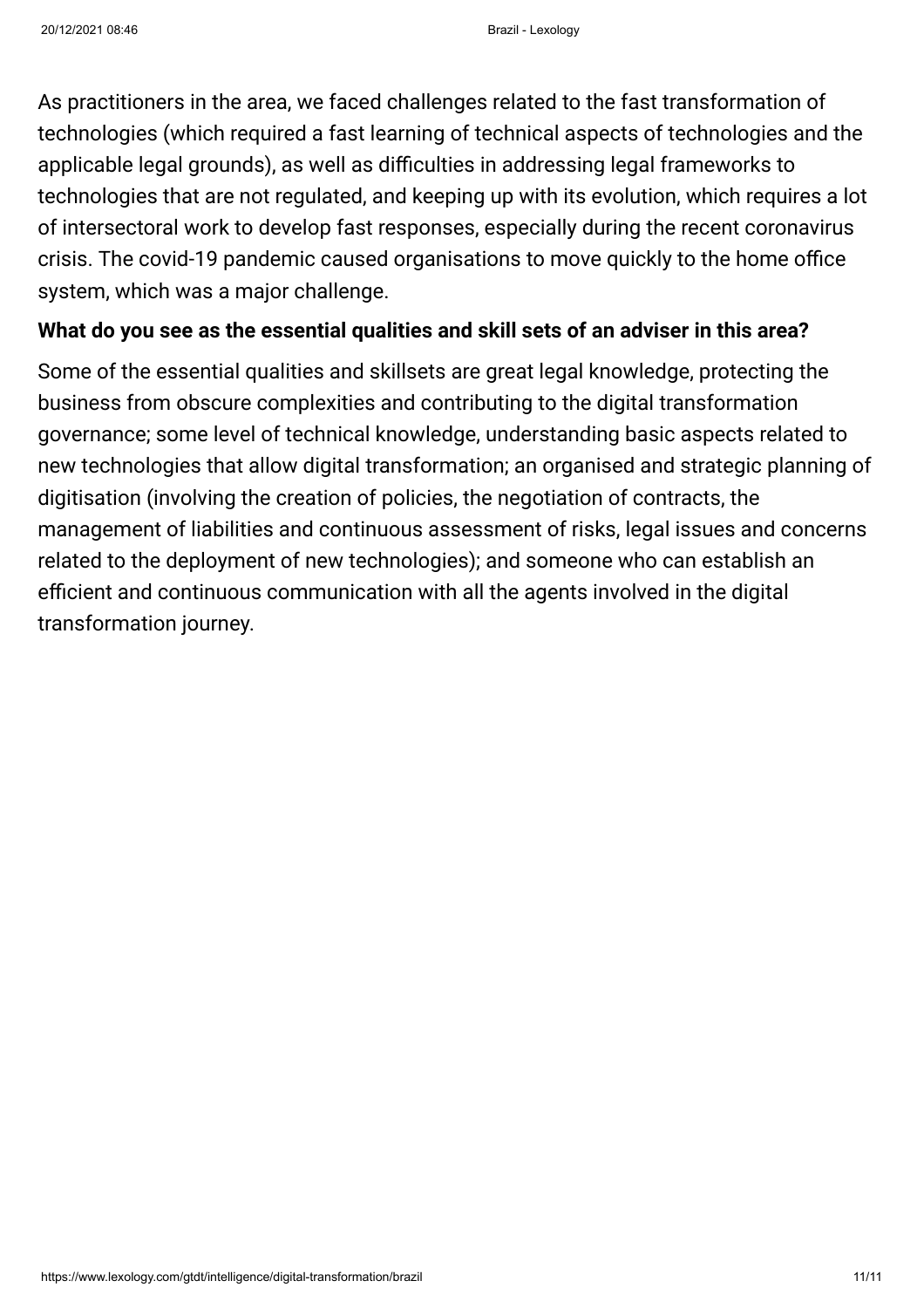As practitioners in the area, we faced challenges related to the fast transformation of technologies (which required a fast learning of technical aspects of technologies and the applicable legal grounds), as well as difficulties in addressing legal frameworks to technologies that are not regulated, and keeping up with its evolution, which requires a lot of intersectoral work to develop fast responses, especially during the recent coronavirus crisis. The covid-19 pandemic caused organisations to move quickly to the home office system, which was a major challenge.

**What do you see as the essential qualities and skill sets of an adviser in this area?**

Some of the essential qualities and skillsets are great legal knowledge, protecting the business from obscure complexities and contributing to the digital transformation governance; some level of technical knowledge, understanding basic aspects related to new technologies that allow digital transformation; an organised and strategic planning of digitisation (involving the creation of policies, the negotiation of contracts, the management of liabilities and continuous assessment of risks, legal issues and concerns related to the deployment of new technologies); and someone who can establish an efficient and continuous communication with all the agents involved in the digital transformation journey.